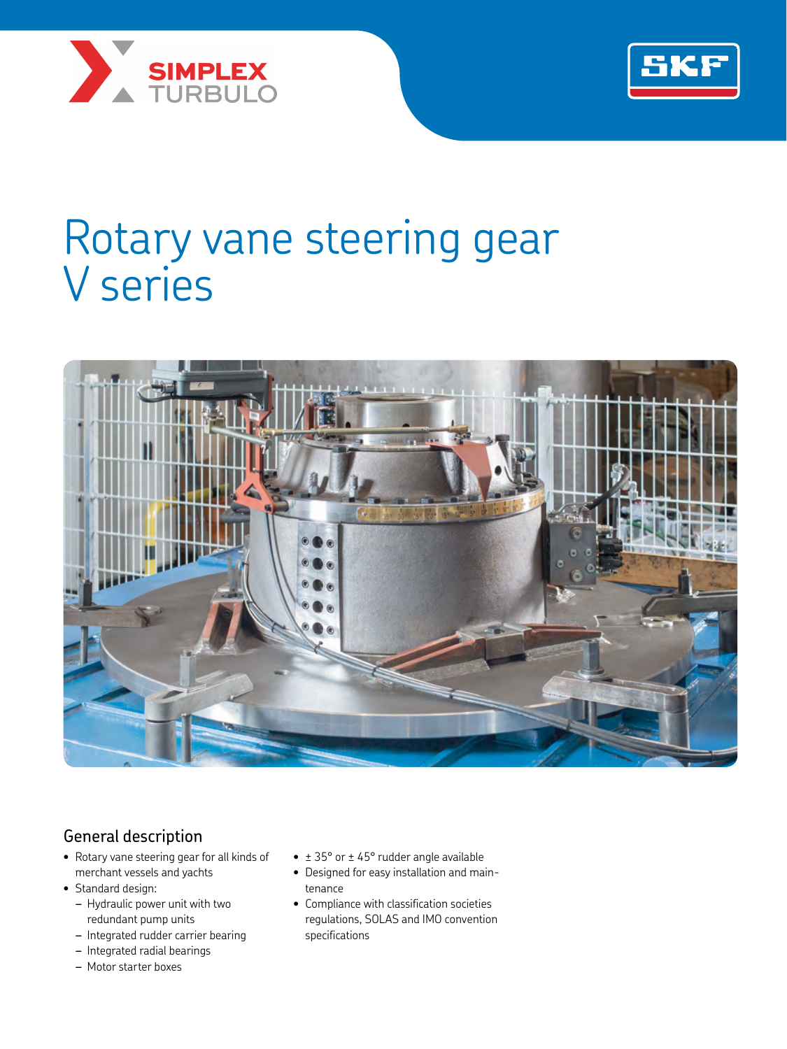# Rotary vane steering gear V series

## General description

- Rotary vane steering gear for all kinds of merchant vessels and yachts
- Standard design:
  - Hydraulic power unit with two redundant pump units
  - Integrated rudder carrier bearing
  - Integrated radial bearings
  - Motor starter boxes
- ± 35° or ± 45° rudder angle available
- Designed for easy installation and maintenance
- Compliance with classification societies regulations, SOLAS and IMO convention specifications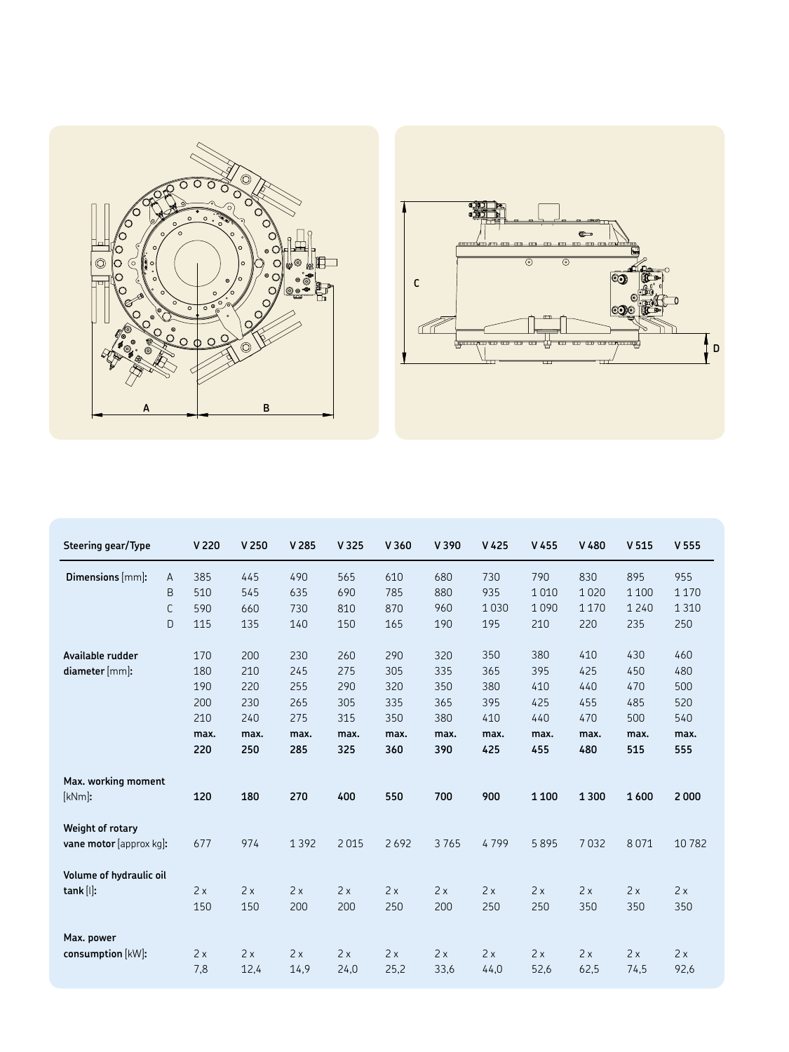| Steering gear/Type | | V 220 | V 250 | V 285 | V 325 | V 360 | V 390 | V 425 | V 455 | V 480 | V 515 | V 555 |
|---|---|---|---|---|---|---|---|---|---|---|---|---|
| **Dimensions** [mm]: | A | 385 | 445 | 490 | 565 | 610 | 680 | 730 | 790 | 830 | 895 | 955 |
| | B | 510 | 545 | 635 | 690 | 785 | 880 | 935 | 1 010 | 1 020 | 1 100 | 1 170 |
| | C | 590 | 660 | 730 | 810 | 870 | 960 | 1 030 | 1 090 | 1 170 | 1 240 | 1 310 |
| | D | 115 | 135 | 140 | 150 | 165 | 190 | 195 | 210 | 220 | 235 | 250 |
| **Available rudder diameter** [mm]: | | 170 | 200 | 230 | 260 | 290 | 320 | 350 | 380 | 410 | 430 | 460 |
| | | 180 | 210 | 245 | 275 | 305 | 335 | 365 | 395 | 425 | 450 | 480 |
| | | 190 | 220 | 255 | 290 | 320 | 350 | 380 | 410 | 440 | 470 | 500 |
| | | 200 | 230 | 265 | 305 | 335 | 365 | 395 | 425 | 455 | 485 | 520 |
| | | 210 | 240 | 275 | 315 | 350 | 380 | 410 | 440 | 470 | 500 | 540 |
| | | **max. 220** | **max. 250** | **max. 285** | **max. 325** | **max. 360** | **max. 390** | **max. 425** | **max. 455** | **max. 480** | **max. 515** | **max. 555** |
| **Max. working moment** [kNm]: | | **120** | **180** | **270** | **400** | **550** | **700** | **900** | **1 100** | **1 300** | **1 600** | **2 000** |
| **Weight of rotary vane motor** [approx kg]: | | 677 | 974 | 1 392 | 2 015 | 2 692 | 3 765 | 4 799 | 5 895 | 7 032 | 8 071 | 10 782 |
| **Volume of hydraulic oil tank** [l]: | | 2 x 150 | 2 x 150 | 2 x 200 | 2 x 200 | 2 x 250 | 2 x 200 | 2 x 250 | 2 x 250 | 2 x 350 | 2 x 350 | 2 x 350 |
| **Max. power consumption** [kW]: | | 2 x 7,8 | 2 x 12,4 | 2 x 14,9 | 2 x 24,0 | 2 x 25,2 | 2 x 33,6 | 2 x 44,0 | 2 x 52,6 | 2 x 62,5 | 2 x 74,5 | 2 x 92,6 |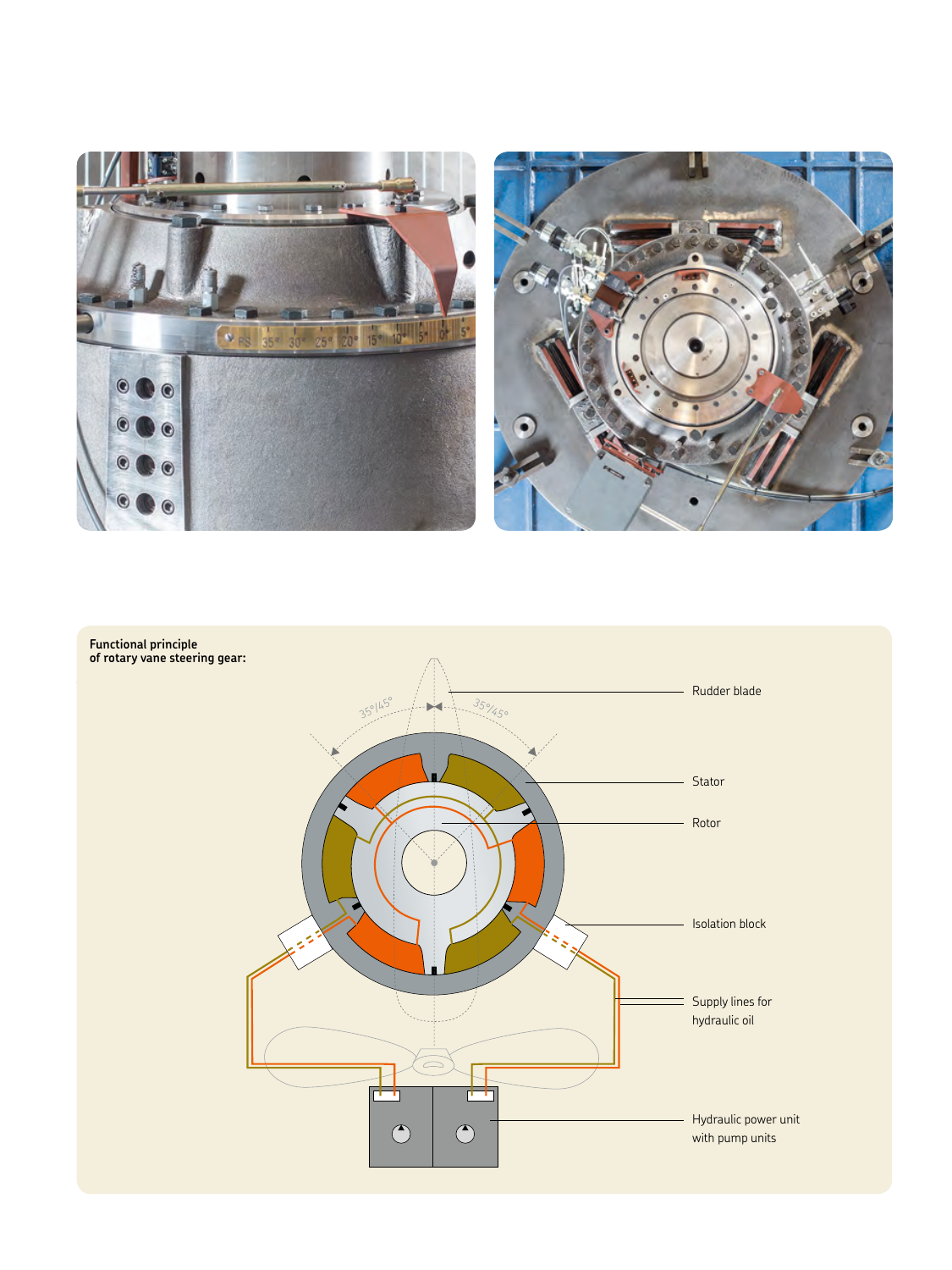**Functional principle of rotary vane steering gear:**

35°/45° 35°/45°

Rudder blade

Stator

Rotor

Isolation block

Supply lines for hydraulic oil

Hydraulic power unit with pump units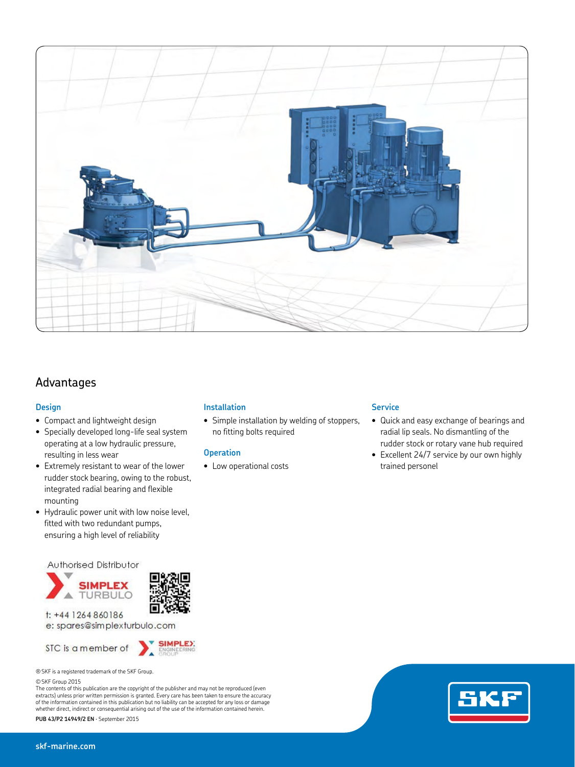## Advantages

### Design

- Compact and lightweight design
- Specially developed long-life seal system operating at a low hydraulic pressure, resulting in less wear
- Extremely resistant to wear of the lower rudder stock bearing, owing to the robust, integrated radial bearing and flexible mounting
- Hydraulic power unit with low noise level, fitted with two redundant pumps, ensuring a high level of reliability

### Installation

- Simple installation by welding of stoppers, no fitting bolts required

### Operation

- Low operational costs

### Service

- Quick and easy exchange of bearings and radial lip seals. No dismantling of the rudder stock or rotary vane hub required
- Excellent 24/7 service by our own highly trained personel

Authorised Distributor

SIMPLEX TURBULO

t: +44 1264 860186
e: spares@simplexturbulo.com

STC is a member of SIMPLEX ENGINEERING GROUP

® SKF is a registered trademark of the SKF Group.

© SKF Group 2015
The contents of this publication are the copyright of the publisher and may not be reproduced (even extracts) unless prior written permission is granted. Every care has been taken to ensure the accuracy of the information contained in this publication but no liability can be accepted for any loss or damage whether direct, indirect or consequential arising out of the use of the information contained herein.

**PUB 43/P2 14949/2 EN** · September 2015

SKF

skf-marine.com